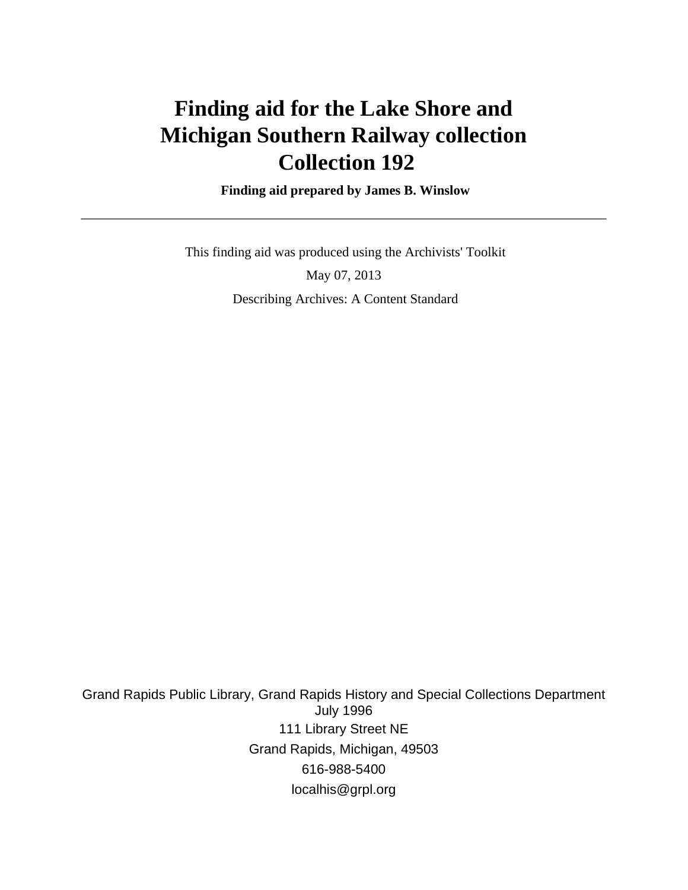# Finding aid for the Lake Shore and Michigan Southern Railway collection Collection 192

**Finding aid prepared by James B. Winslow**

---

This finding aid was produced using the Archivists' Toolkit

May 07, 2013

Describing Archives: A Content Standard

Grand Rapids Public Library, Grand Rapids History and Special Collections Department
July 1996

111 Library Street NE

Grand Rapids, Michigan, 49503

616-988-5400

localhis@grpl.org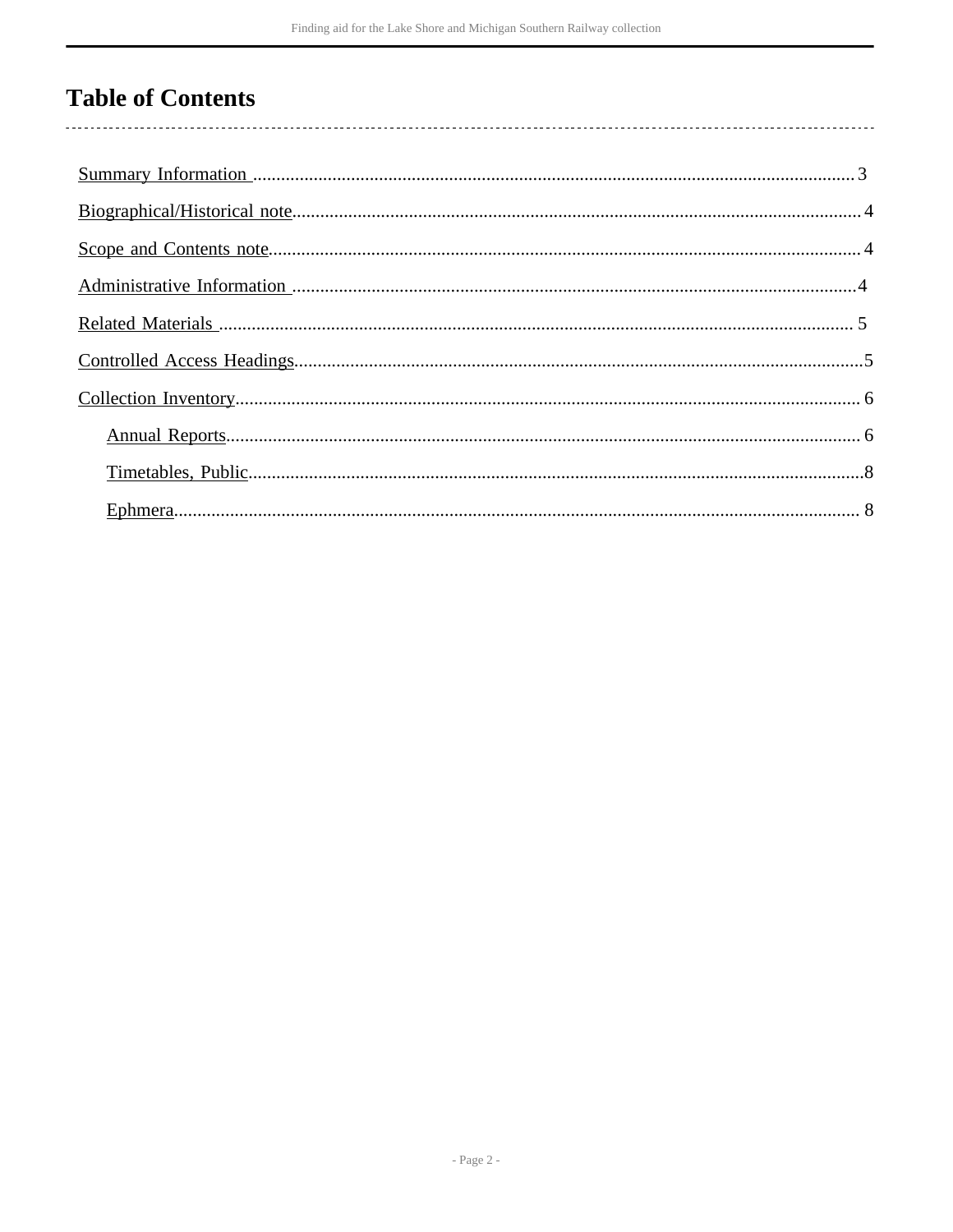# Table of Contents

- Summary Information ... 3
- Biographical/Historical note ... 4
- Scope and Contents note ... 4
- Administrative Information ... 4
- Related Materials ... 5
- Controlled Access Headings ... 5
- Collection Inventory ... 6
  - Annual Reports ... 6
  - Timetables, Public ... 8
  - Ephmera ... 8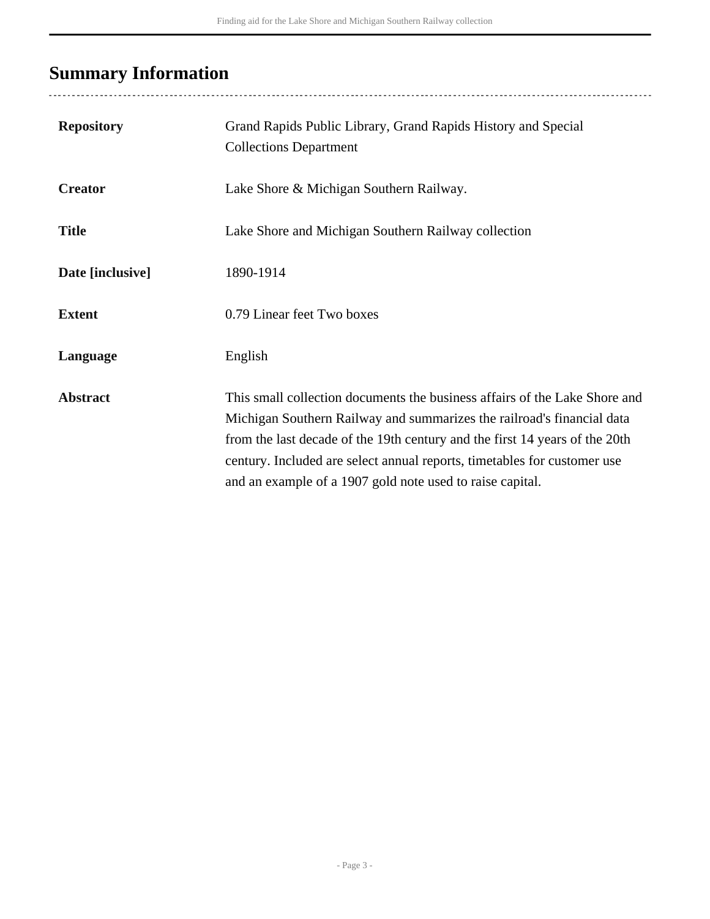## Summary Information

| | |
|---|---|
| **Repository** | Grand Rapids Public Library, Grand Rapids History and Special Collections Department |
| **Creator** | Lake Shore & Michigan Southern Railway. |
| **Title** | Lake Shore and Michigan Southern Railway collection |
| **Date [inclusive]** | 1890-1914 |
| **Extent** | 0.79 Linear feet Two boxes |
| **Language** | English |
| **Abstract** | This small collection documents the business affairs of the Lake Shore and Michigan Southern Railway and summarizes the railroad's financial data from the last decade of the 19th century and the first 14 years of the 20th century. Included are select annual reports, timetables for customer use and an example of a 1907 gold note used to raise capital. |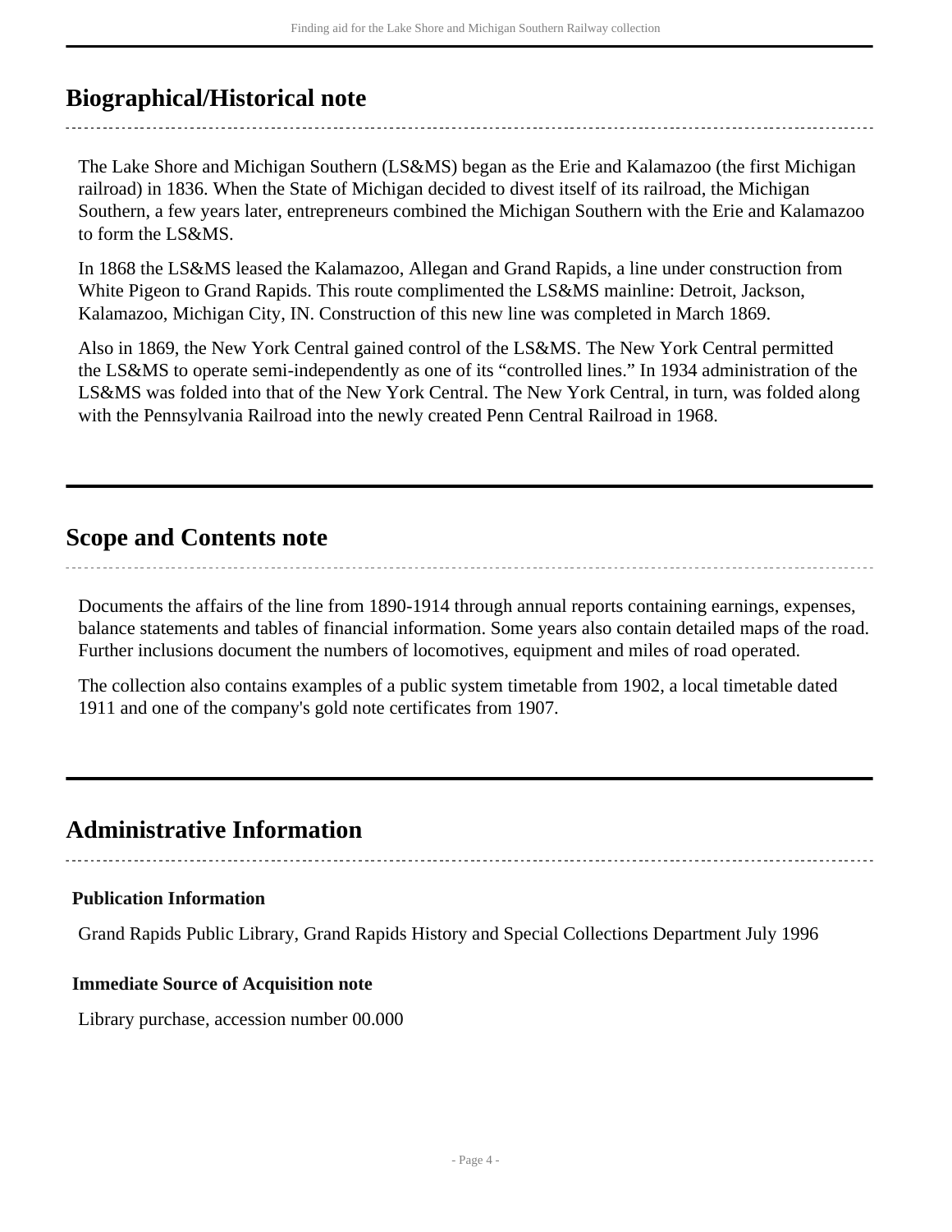## Biographical/Historical note

The Lake Shore and Michigan Southern (LS&MS) began as the Erie and Kalamazoo (the first Michigan railroad) in 1836. When the State of Michigan decided to divest itself of its railroad, the Michigan Southern, a few years later, entrepreneurs combined the Michigan Southern with the Erie and Kalamazoo to form the LS&MS.

In 1868 the LS&MS leased the Kalamazoo, Allegan and Grand Rapids, a line under construction from White Pigeon to Grand Rapids. This route complimented the LS&MS mainline: Detroit, Jackson, Kalamazoo, Michigan City, IN. Construction of this new line was completed in March 1869.

Also in 1869, the New York Central gained control of the LS&MS. The New York Central permitted the LS&MS to operate semi-independently as one of its "controlled lines." In 1934 administration of the LS&MS was folded into that of the New York Central. The New York Central, in turn, was folded along with the Pennsylvania Railroad into the newly created Penn Central Railroad in 1968.

## Scope and Contents note

Documents the affairs of the line from 1890-1914 through annual reports containing earnings, expenses, balance statements and tables of financial information. Some years also contain detailed maps of the road. Further inclusions document the numbers of locomotives, equipment and miles of road operated.

The collection also contains examples of a public system timetable from 1902, a local timetable dated 1911 and one of the company's gold note certificates from 1907.

## Administrative Information

### Publication Information

Grand Rapids Public Library, Grand Rapids History and Special Collections Department July 1996

### Immediate Source of Acquisition note

Library purchase, accession number 00.000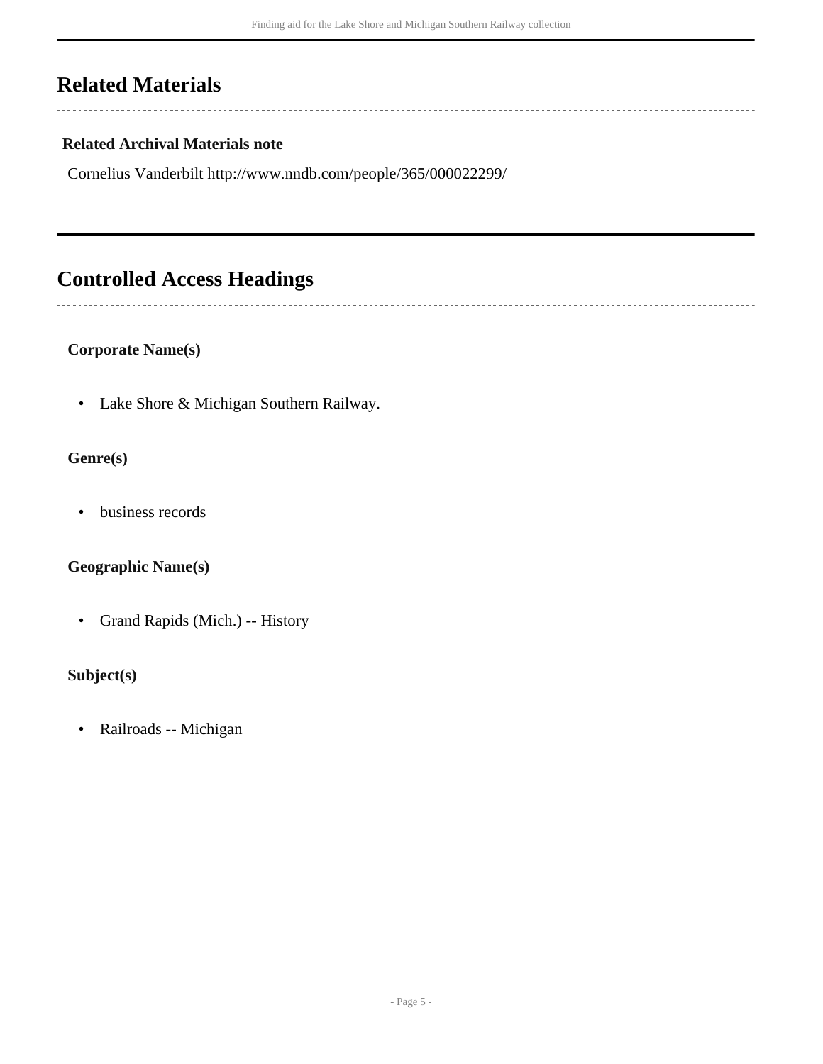## Related Materials

### Related Archival Materials note

Cornelius Vanderbilt http://www.nndb.com/people/365/000022299/

## Controlled Access Headings

### Corporate Name(s)

- Lake Shore & Michigan Southern Railway.

### Genre(s)

- business records

### Geographic Name(s)

- Grand Rapids (Mich.) -- History

### Subject(s)

- Railroads -- Michigan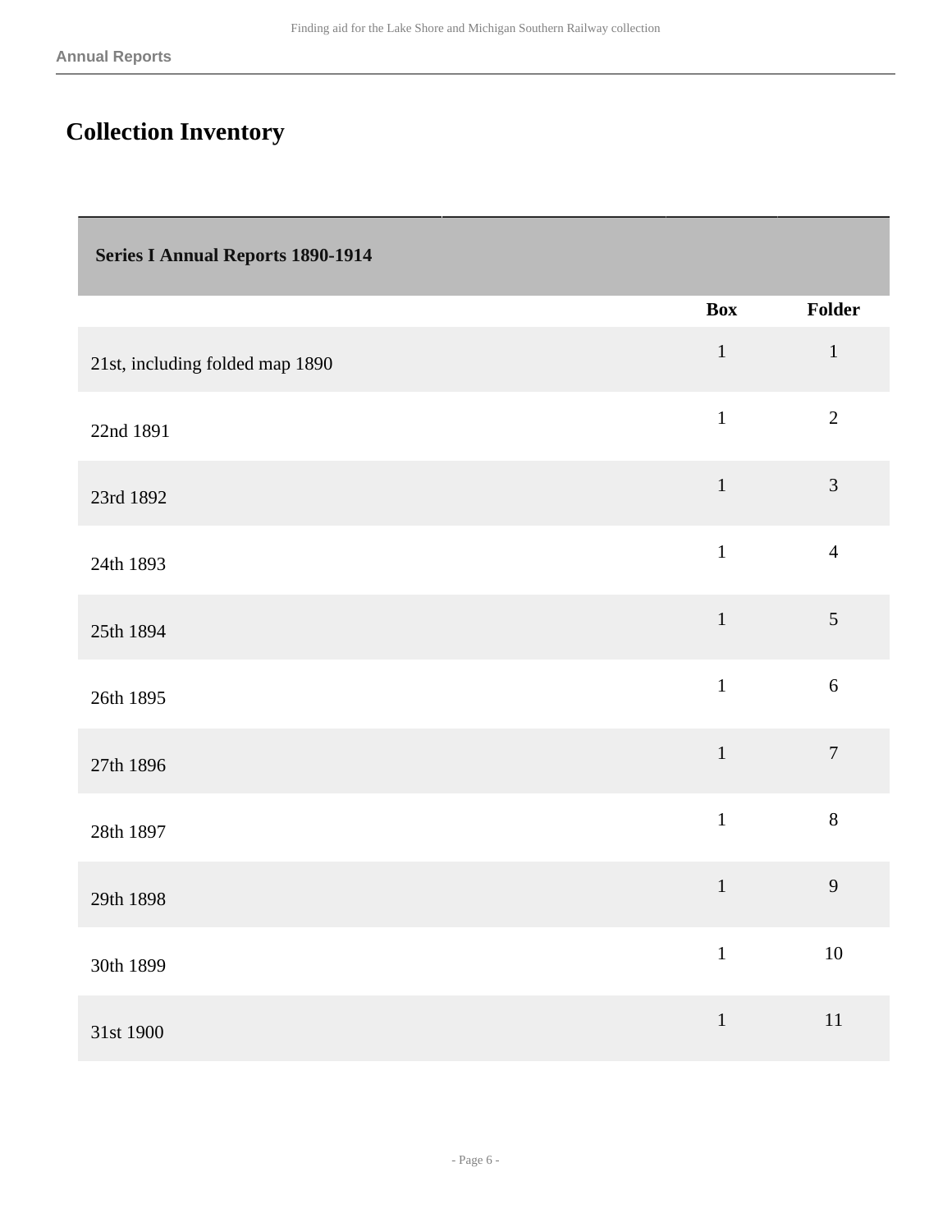# Collection Inventory

| Series I Annual Reports 1890-1914 | | |
|---|---|---|
| | **Box** | **Folder** |
| 21st, including folded map 1890 | 1 | 1 |
| 22nd 1891 | 1 | 2 |
| 23rd 1892 | 1 | 3 |
| 24th 1893 | 1 | 4 |
| 25th 1894 | 1 | 5 |
| 26th 1895 | 1 | 6 |
| 27th 1896 | 1 | 7 |
| 28th 1897 | 1 | 8 |
| 29th 1898 | 1 | 9 |
| 30th 1899 | 1 | 10 |
| 31st 1900 | 1 | 11 |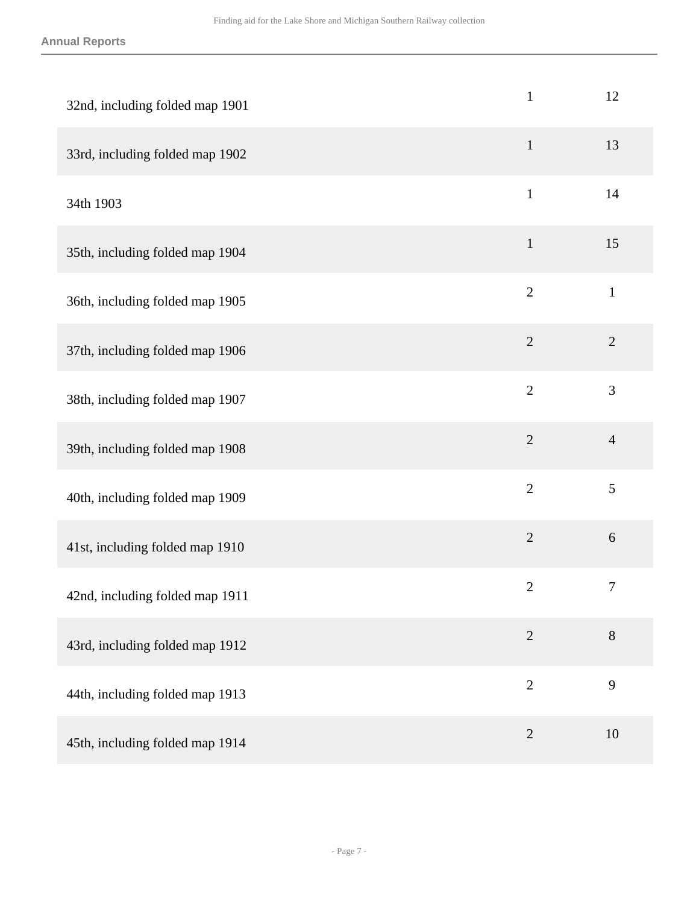| | | |
|---|---|---|
| 32nd, including folded map 1901 | 1 | 12 |
| 33rd, including folded map 1902 | 1 | 13 |
| 34th 1903 | 1 | 14 |
| 35th, including folded map 1904 | 1 | 15 |
| 36th, including folded map 1905 | 2 | 1 |
| 37th, including folded map 1906 | 2 | 2 |
| 38th, including folded map 1907 | 2 | 3 |
| 39th, including folded map 1908 | 2 | 4 |
| 40th, including folded map 1909 | 2 | 5 |
| 41st, including folded map 1910 | 2 | 6 |
| 42nd, including folded map 1911 | 2 | 7 |
| 43rd, including folded map 1912 | 2 | 8 |
| 44th, including folded map 1913 | 2 | 9 |
| 45th, including folded map 1914 | 2 | 10 |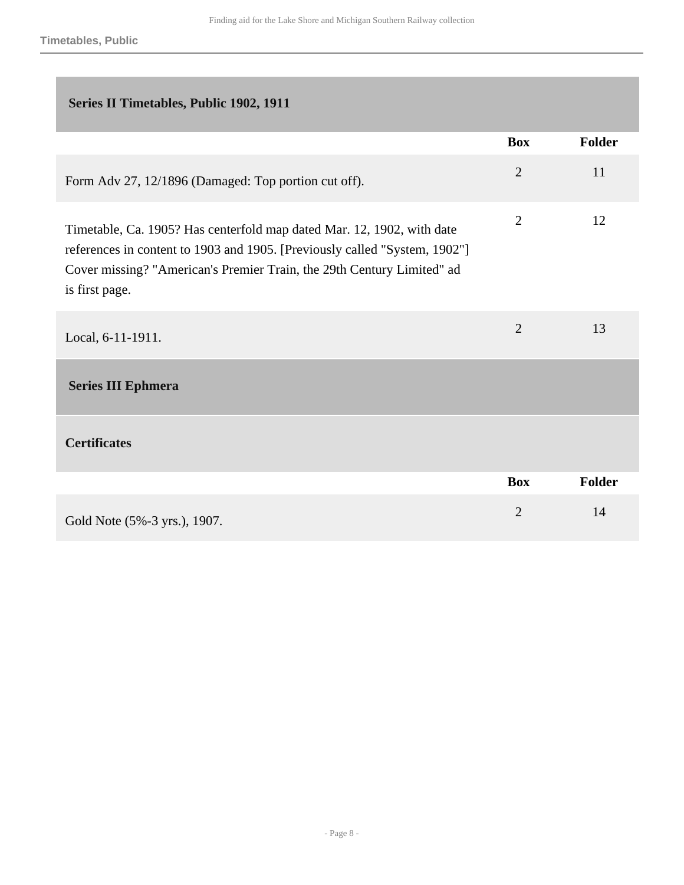## Series II Timetables, Public 1902, 1911

| | Box | Folder |
|---|---|---|
| Form Adv 27, 12/1896 (Damaged: Top portion cut off). | 2 | 11 |
| Timetable, Ca. 1905? Has centerfold map dated Mar. 12, 1902, with date references in content to 1903 and 1905. [Previously called "System, 1902"] Cover missing? "American's Premier Train, the 29th Century Limited" ad is first page. | 2 | 12 |
| Local, 6-11-1911. | 2 | 13 |

## Series III Ephmera

### Certificates

| | Box | Folder |
|---|---|---|
| Gold Note (5%-3 yrs.), 1907. | 2 | 14 |